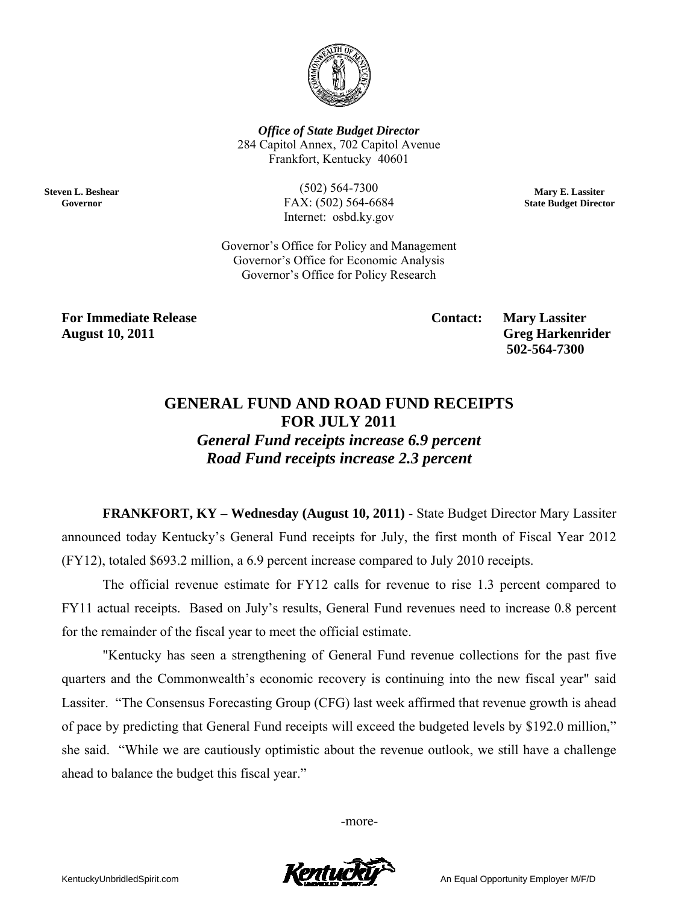***Office of State Budget Director***
284 Capitol Annex, 702 Capitol Avenue
Frankfort, Kentucky 40601

**Steven L. Beshear**
**Governor**

(502) 564-7300
FAX: (502) 564-6684
Internet: osbd.ky.gov

**Mary E. Lassiter**
**State Budget Director**

Governor's Office for Policy and Management
Governor's Office for Economic Analysis
Governor's Office for Policy Research

**For Immediate Release**
**August 10, 2011**

**Contact: Mary Lassiter**
**Greg Harkenrider**
**502-564-7300**

# GENERAL FUND AND ROAD FUND RECEIPTS FOR JULY 2011

## *General Fund receipts increase 6.9 percent*
## *Road Fund receipts increase 2.3 percent*

**FRANKFORT, KY – Wednesday (August 10, 2011)** - State Budget Director Mary Lassiter announced today Kentucky's General Fund receipts for July, the first month of Fiscal Year 2012 (FY12), totaled $693.2 million, a 6.9 percent increase compared to July 2010 receipts.

The official revenue estimate for FY12 calls for revenue to rise 1.3 percent compared to FY11 actual receipts. Based on July's results, General Fund revenues need to increase 0.8 percent for the remainder of the fiscal year to meet the official estimate.

"Kentucky has seen a strengthening of General Fund revenue collections for the past five quarters and the Commonwealth's economic recovery is continuing into the new fiscal year" said Lassiter. "The Consensus Forecasting Group (CFG) last week affirmed that revenue growth is ahead of pace by predicting that General Fund receipts will exceed the budgeted levels by $192.0 million," she said. "While we are cautiously optimistic about the revenue outlook, we still have a challenge ahead to balance the budget this fiscal year."

-more-

KentuckyUnbridledSpirit.com

An Equal Opportunity Employer M/F/D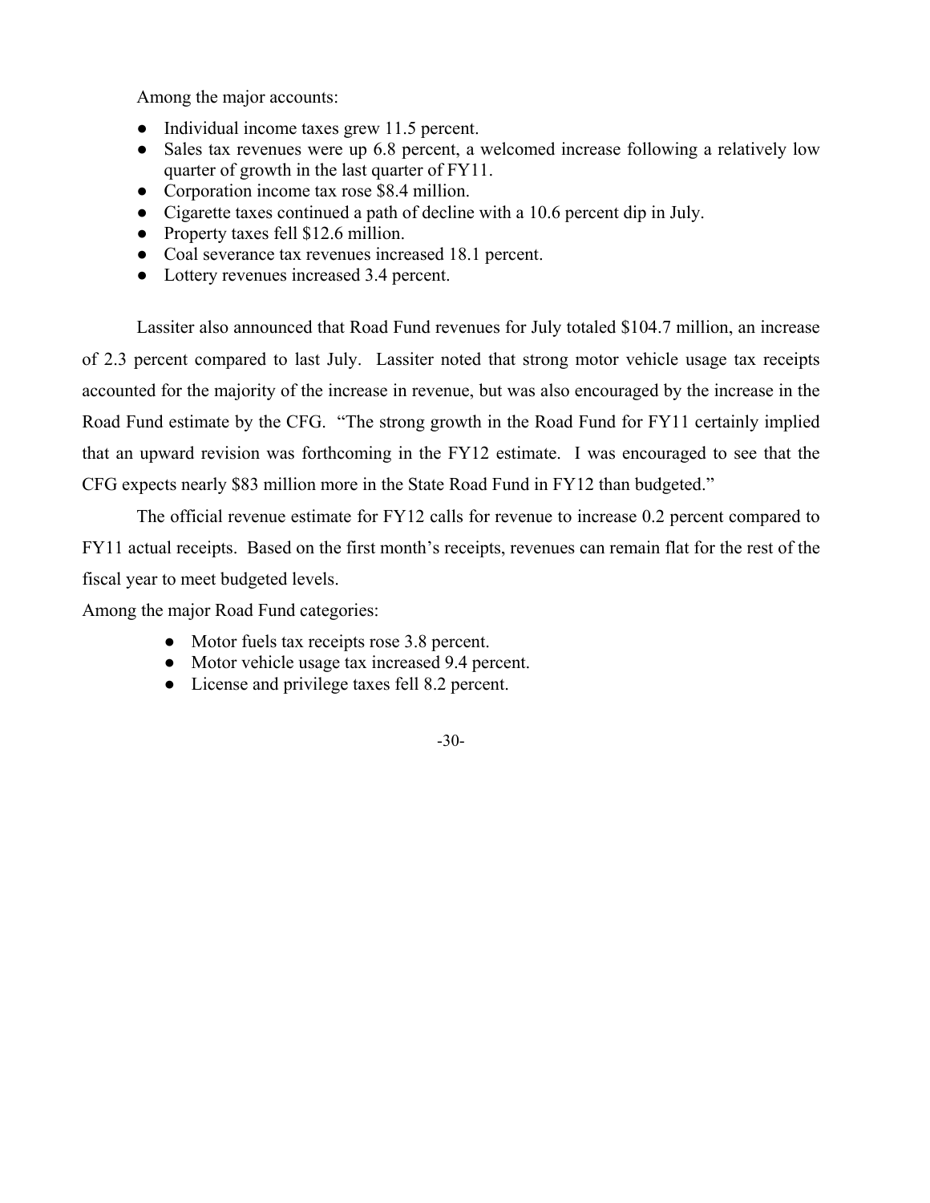Among the major accounts:

- Individual income taxes grew 11.5 percent.
- Sales tax revenues were up 6.8 percent, a welcomed increase following a relatively low quarter of growth in the last quarter of FY11.
- Corporation income tax rose $8.4 million.
- Cigarette taxes continued a path of decline with a 10.6 percent dip in July.
- Property taxes fell $12.6 million.
- Coal severance tax revenues increased 18.1 percent.
- Lottery revenues increased 3.4 percent.

Lassiter also announced that Road Fund revenues for July totaled $104.7 million, an increase of 2.3 percent compared to last July. Lassiter noted that strong motor vehicle usage tax receipts accounted for the majority of the increase in revenue, but was also encouraged by the increase in the Road Fund estimate by the CFG. "The strong growth in the Road Fund for FY11 certainly implied that an upward revision was forthcoming in the FY12 estimate. I was encouraged to see that the CFG expects nearly $83 million more in the State Road Fund in FY12 than budgeted."

The official revenue estimate for FY12 calls for revenue to increase 0.2 percent compared to FY11 actual receipts. Based on the first month's receipts, revenues can remain flat for the rest of the fiscal year to meet budgeted levels.

Among the major Road Fund categories:

- Motor fuels tax receipts rose 3.8 percent.
- Motor vehicle usage tax increased 9.4 percent.
- License and privilege taxes fell 8.2 percent.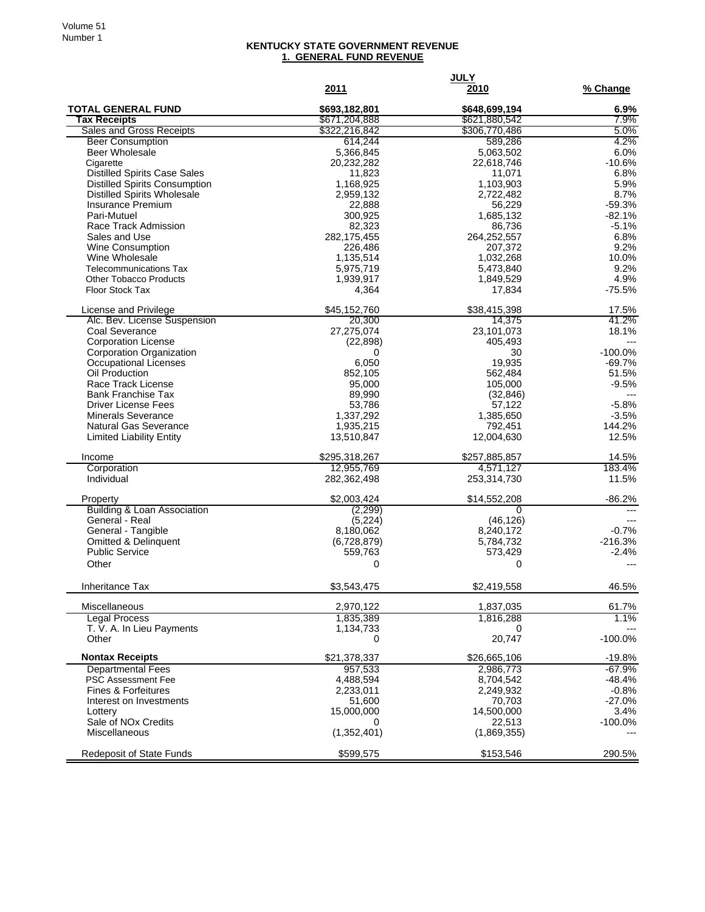Volume 51
Number 1

## KENTUCKY STATE GOVERNMENT REVENUE
### 1. GENERAL FUND REVENUE

| | JULY | | |
|---|---|---|---|
| | **2011** | **2010** | **% Change** |
| **TOTAL GENERAL FUND** | **$693,182,801** | **$648,699,194** | **6.9%** |
| **Tax Receipts** | $671,204,888 | $621,880,542 | 7.9% |
| Sales and Gross Receipts | $322,216,842 | $306,770,486 | 5.0% |
| Beer Consumption | 614,244 | 589,286 | 4.2% |
| Beer Wholesale | 5,366,845 | 5,063,502 | 6.0% |
| Cigarette | 20,232,282 | 22,618,746 | -10.6% |
| Distilled Spirits Case Sales | 11,823 | 11,071 | 6.8% |
| Distilled Spirits Consumption | 1,168,925 | 1,103,903 | 5.9% |
| Distilled Spirits Wholesale | 2,959,132 | 2,722,482 | 8.7% |
| Insurance Premium | 22,888 | 56,229 | -59.3% |
| Pari-Mutuel | 300,925 | 1,685,132 | -82.1% |
| Race Track Admission | 82,323 | 86,736 | -5.1% |
| Sales and Use | 282,175,455 | 264,252,557 | 6.8% |
| Wine Consumption | 226,486 | 207,372 | 9.2% |
| Wine Wholesale | 1,135,514 | 1,032,268 | 10.0% |
| Telecommunications Tax | 5,975,719 | 5,473,840 | 9.2% |
| Other Tobacco Products | 1,939,917 | 1,849,529 | 4.9% |
| Floor Stock Tax | 4,364 | 17,834 | -75.5% |
| License and Privilege | $45,152,760 | $38,415,398 | 17.5% |
| Alc. Bev. License Suspension | 20,300 | 14,375 | 41.2% |
| Coal Severance | 27,275,074 | 23,101,073 | 18.1% |
| Corporation License | (22,898) | 405,493 | --- |
| Corporation Organization | 0 | 30 | -100.0% |
| Occupational Licenses | 6,050 | 19,935 | -69.7% |
| Oil Production | 852,105 | 562,484 | 51.5% |
| Race Track License | 95,000 | 105,000 | -9.5% |
| Bank Franchise Tax | 89,990 | (32,846) | --- |
| Driver License Fees | 53,786 | 57,122 | -5.8% |
| Minerals Severance | 1,337,292 | 1,385,650 | -3.5% |
| Natural Gas Severance | 1,935,215 | 792,451 | 144.2% |
| Limited Liability Entity | 13,510,847 | 12,004,630 | 12.5% |
| Income | $295,318,267 | $257,885,857 | 14.5% |
| Corporation | 12,955,769 | 4,571,127 | 183.4% |
| Individual | 282,362,498 | 253,314,730 | 11.5% |
| Property | $2,003,424 | $14,552,208 | -86.2% |
| Building & Loan Association | (2,299) | 0 | --- |
| General - Real | (5,224) | (46,126) | --- |
| General - Tangible | 8,180,062 | 8,240,172 | -0.7% |
| Omitted & Delinquent | (6,728,879) | 5,784,732 | -216.3% |
| Public Service | 559,763 | 573,429 | -2.4% |
| Other | 0 | 0 | --- |
| Inheritance Tax | $3,543,475 | $2,419,558 | 46.5% |
| Miscellaneous | 2,970,122 | 1,837,035 | 61.7% |
| Legal Process | 1,835,389 | 1,816,288 | 1.1% |
| T. V. A. In Lieu Payments | 1,134,733 | 0 | --- |
| Other | 0 | 20,747 | -100.0% |
| **Nontax Receipts** | $21,378,337 | $26,665,106 | -19.8% |
| Departmental Fees | 957,533 | 2,986,773 | -67.9% |
| PSC Assessment Fee | 4,488,594 | 8,704,542 | -48.4% |
| Fines & Forfeitures | 2,233,011 | 2,249,932 | -0.8% |
| Interest on Investments | 51,600 | 70,703 | -27.0% |
| Lottery | 15,000,000 | 14,500,000 | 3.4% |
| Sale of NOx Credits | 0 | 22,513 | -100.0% |
| Miscellaneous | (1,352,401) | (1,869,355) | --- |
| Redeposit of State Funds | $599,575 | $153,546 | 290.5% |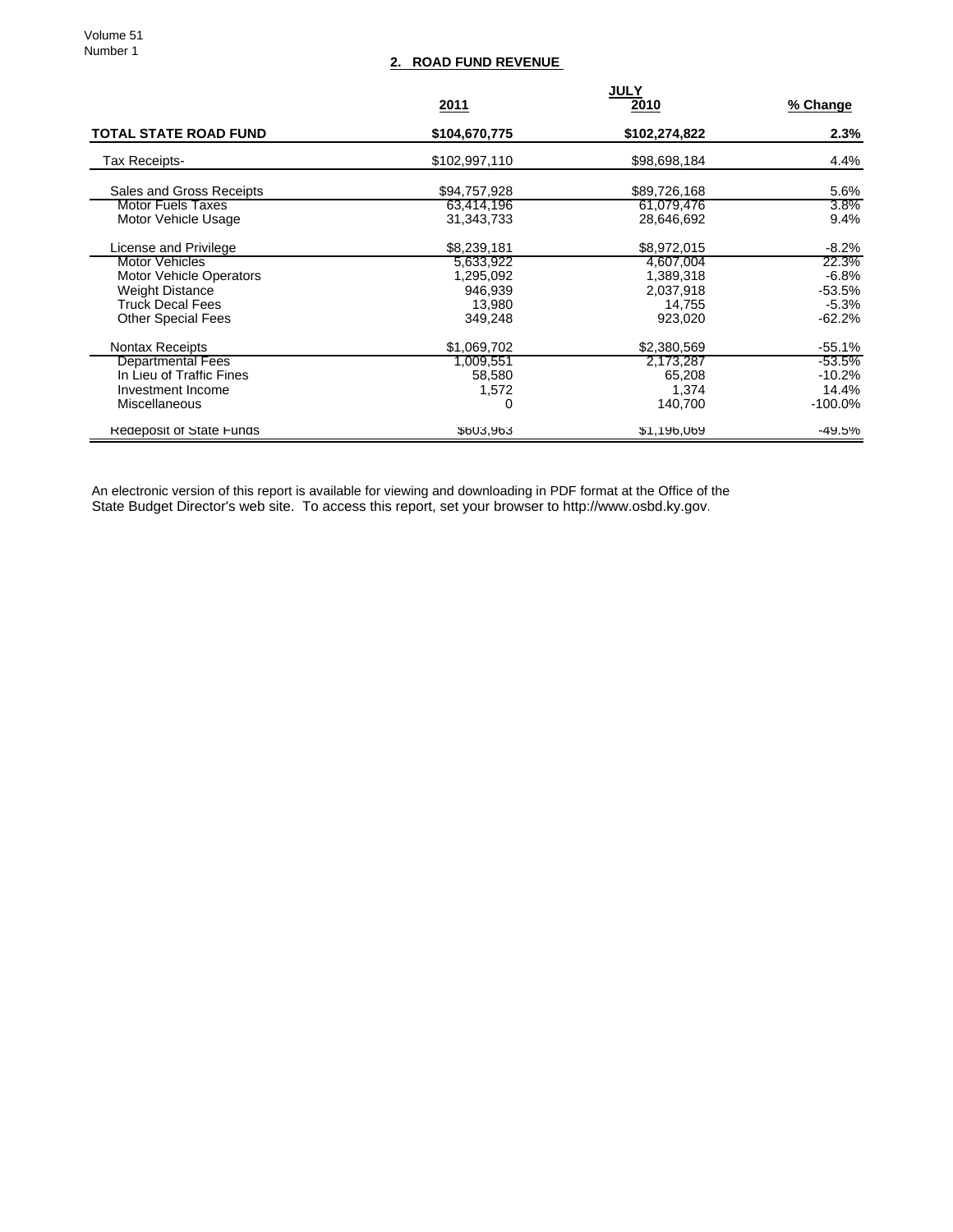## 2. ROAD FUND REVENUE

| | JULY | | |
|---|---|---|---|
| | **2011** | **2010** | **% Change** |
| **TOTAL STATE ROAD FUND** | **$104,670,775** | **$102,274,822** | **2.3%** |
| Tax Receipts- | $102,997,110 | $98,698,184 | 4.4% |
| Sales and Gross Receipts | $94,757,928 | $89,726,168 | 5.6% |
| Motor Fuels Taxes | 63,414,196 | 61,079,476 | 3.8% |
| Motor Vehicle Usage | 31,343,733 | 28,646,692 | 9.4% |
| License and Privilege | $8,239,181 | $8,972,015 | -8.2% |
| Motor Vehicles | 5,633,922 | 4,607,004 | 22.3% |
| Motor Vehicle Operators | 1,295,092 | 1,389,318 | -6.8% |
| Weight Distance | 946,939 | 2,037,918 | -53.5% |
| Truck Decal Fees | 13,980 | 14,755 | -5.3% |
| Other Special Fees | 349,248 | 923,020 | -62.2% |
| Nontax Receipts | $1,069,702 | $2,380,569 | -55.1% |
| Departmental Fees | 1,009,551 | 2,173,287 | -53.5% |
| In Lieu of Traffic Fines | 58,580 | 65,208 | -10.2% |
| Investment Income | 1,572 | 1,374 | 14.4% |
| Miscellaneous | 0 | 140,700 | -100.0% |
| Redeposit of State Funds | $603,963 | $1,196,069 | -49.5% |

An electronic version of this report is available for viewing and downloading in PDF format at the Office of the State Budget Director's web site. To access this report, set your browser to http://www.osbd.ky.gov.